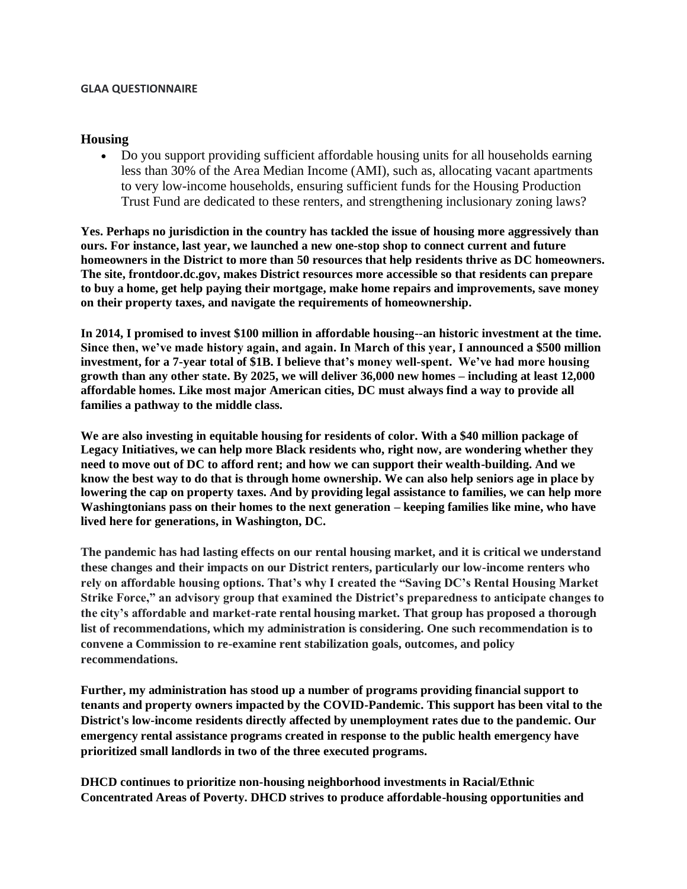**GLAA QUESTIONNAIRE**

## Housing

- Do you support providing sufficient affordable housing units for all households earning less than 30% of the Area Median Income (AMI), such as, allocating vacant apartments to very low-income households, ensuring sufficient funds for the Housing Production Trust Fund are dedicated to these renters, and strengthening inclusionary zoning laws?

**Yes. Perhaps no jurisdiction in the country has tackled the issue of housing more aggressively than ours. For instance, last year, we launched a new one-stop shop to connect current and future homeowners in the District to more than 50 resources that help residents thrive as DC homeowners. The site, frontdoor.dc.gov, makes District resources more accessible so that residents can prepare to buy a home, get help paying their mortgage, make home repairs and improvements, save money on their property taxes, and navigate the requirements of homeownership.**

**In 2014, I promised to invest $100 million in affordable housing--an historic investment at the time. Since then, we've made history again, and again. In March of this year, I announced a $500 million investment, for a 7-year total of $1B. I believe that's money well-spent. We've had more housing growth than any other state. By 2025, we will deliver 36,000 new homes – including at least 12,000 affordable homes. Like most major American cities, DC must always find a way to provide all families a pathway to the middle class.**

**We are also investing in equitable housing for residents of color. With a $40 million package of Legacy Initiatives, we can help more Black residents who, right now, are wondering whether they need to move out of DC to afford rent; and how we can support their wealth-building. And we know the best way to do that is through home ownership. We can also help seniors age in place by lowering the cap on property taxes. And by providing legal assistance to families, we can help more Washingtonians pass on their homes to the next generation – keeping families like mine, who have lived here for generations, in Washington, DC.**

**The pandemic has had lasting effects on our rental housing market, and it is critical we understand these changes and their impacts on our District renters, particularly our low-income renters who rely on affordable housing options. That's why I created the "Saving DC's Rental Housing Market Strike Force," an advisory group that examined the District's preparedness to anticipate changes to the city's affordable and market-rate rental housing market. That group has proposed a thorough list of recommendations, which my administration is considering. One such recommendation is to convene a Commission to re-examine rent stabilization goals, outcomes, and policy recommendations.**

**Further, my administration has stood up a number of programs providing financial support to tenants and property owners impacted by the COVID-Pandemic. This support has been vital to the District's low-income residents directly affected by unemployment rates due to the pandemic. Our emergency rental assistance programs created in response to the public health emergency have prioritized small landlords in two of the three executed programs.**

**DHCD continues to prioritize non-housing neighborhood investments in Racial/Ethnic Concentrated Areas of Poverty. DHCD strives to produce affordable-housing opportunities and**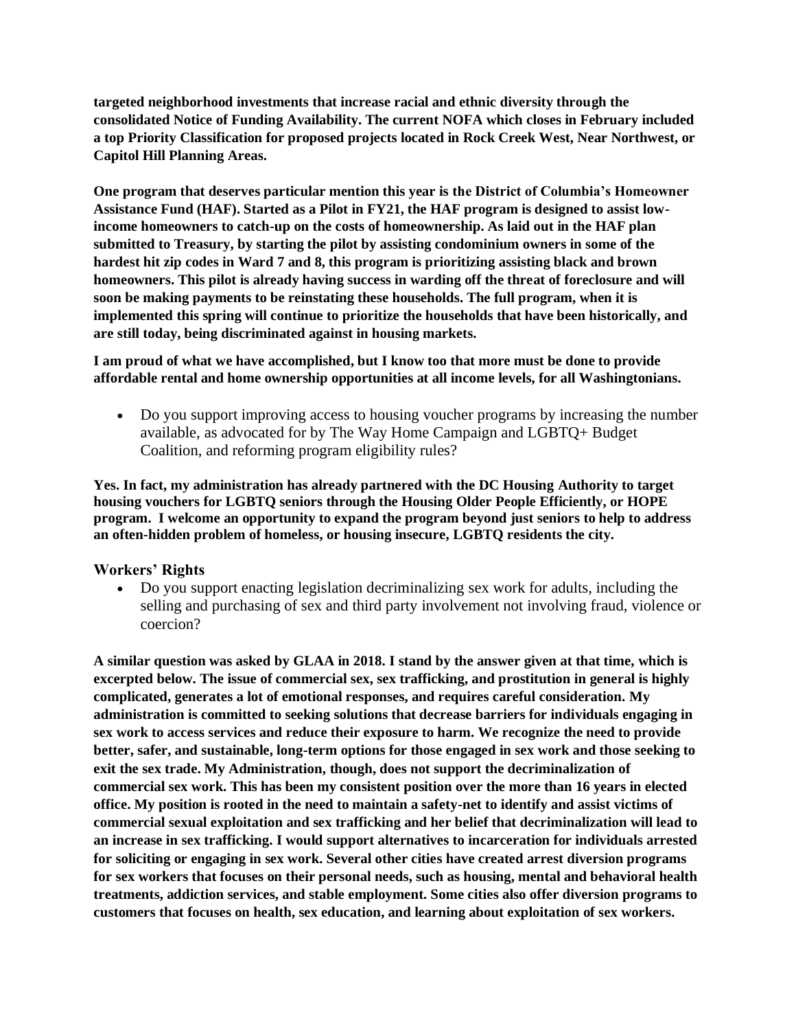**targeted neighborhood investments that increase racial and ethnic diversity through the consolidated Notice of Funding Availability. The current NOFA which closes in February included a top Priority Classification for proposed projects located in Rock Creek West, Near Northwest, or Capitol Hill Planning Areas.**

**One program that deserves particular mention this year is the District of Columbia's Homeowner Assistance Fund (HAF). Started as a Pilot in FY21, the HAF program is designed to assist low-income homeowners to catch-up on the costs of homeownership. As laid out in the HAF plan submitted to Treasury, by starting the pilot by assisting condominium owners in some of the hardest hit zip codes in Ward 7 and 8, this program is prioritizing assisting black and brown homeowners. This pilot is already having success in warding off the threat of foreclosure and will soon be making payments to be reinstating these households. The full program, when it is implemented this spring will continue to prioritize the households that have been historically, and are still today, being discriminated against in housing markets.**

**I am proud of what we have accomplished, but I know too that more must be done to provide affordable rental and home ownership opportunities at all income levels, for all Washingtonians.**

- Do you support improving access to housing voucher programs by increasing the number available, as advocated for by The Way Home Campaign and LGBTQ+ Budget Coalition, and reforming program eligibility rules?

**Yes. In fact, my administration has already partnered with the DC Housing Authority to target housing vouchers for LGBTQ seniors through the Housing Older People Efficiently, or HOPE program. I welcome an opportunity to expand the program beyond just seniors to help to address an often-hidden problem of homeless, or housing insecure, LGBTQ residents the city.**

### Workers' Rights

- Do you support enacting legislation decriminalizing sex work for adults, including the selling and purchasing of sex and third party involvement not involving fraud, violence or coercion?

**A similar question was asked by GLAA in 2018. I stand by the answer given at that time, which is excerpted below. The issue of commercial sex, sex trafficking, and prostitution in general is highly complicated, generates a lot of emotional responses, and requires careful consideration. My administration is committed to seeking solutions that decrease barriers for individuals engaging in sex work to access services and reduce their exposure to harm. We recognize the need to provide better, safer, and sustainable, long-term options for those engaged in sex work and those seeking to exit the sex trade. My Administration, though, does not support the decriminalization of commercial sex work. This has been my consistent position over the more than 16 years in elected office. My position is rooted in the need to maintain a safety-net to identify and assist victims of commercial sexual exploitation and sex trafficking and her belief that decriminalization will lead to an increase in sex trafficking. I would support alternatives to incarceration for individuals arrested for soliciting or engaging in sex work. Several other cities have created arrest diversion programs for sex workers that focuses on their personal needs, such as housing, mental and behavioral health treatments, addiction services, and stable employment. Some cities also offer diversion programs to customers that focuses on health, sex education, and learning about exploitation of sex workers.**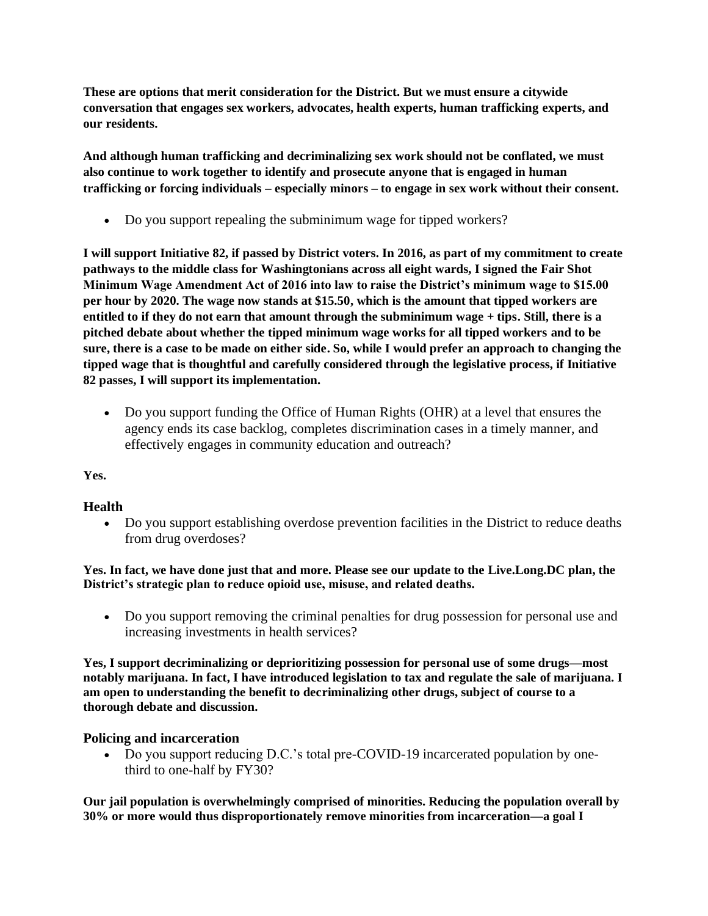**These are options that merit consideration for the District. But we must ensure a citywide conversation that engages sex workers, advocates, health experts, human trafficking experts, and our residents.**

**And although human trafficking and decriminalizing sex work should not be conflated, we must also continue to work together to identify and prosecute anyone that is engaged in human trafficking or forcing individuals – especially minors – to engage in sex work without their consent.**

- Do you support repealing the subminimum wage for tipped workers?

**I will support Initiative 82, if passed by District voters. In 2016, as part of my commitment to create pathways to the middle class for Washingtonians across all eight wards, I signed the Fair Shot Minimum Wage Amendment Act of 2016 into law to raise the District's minimum wage to $15.00 per hour by 2020. The wage now stands at $15.50, which is the amount that tipped workers are entitled to if they do not earn that amount through the subminimum wage + tips. Still, there is a pitched debate about whether the tipped minimum wage works for all tipped workers and to be sure, there is a case to be made on either side. So, while I would prefer an approach to changing the tipped wage that is thoughtful and carefully considered through the legislative process, if Initiative 82 passes, I will support its implementation.**

- Do you support funding the Office of Human Rights (OHR) at a level that ensures the agency ends its case backlog, completes discrimination cases in a timely manner, and effectively engages in community education and outreach?

**Yes.**

## Health

- Do you support establishing overdose prevention facilities in the District to reduce deaths from drug overdoses?

**Yes. In fact, we have done just that and more. Please see our update to the Live.Long.DC plan, the District's strategic plan to reduce opioid use, misuse, and related deaths.**

- Do you support removing the criminal penalties for drug possession for personal use and increasing investments in health services?

**Yes, I support decriminalizing or deprioritizing possession for personal use of some drugs—most notably marijuana. In fact, I have introduced legislation to tax and regulate the sale of marijuana. I am open to understanding the benefit to decriminalizing other drugs, subject of course to a thorough debate and discussion.**

## Policing and incarceration

- Do you support reducing D.C.'s total pre-COVID-19 incarcerated population by one-third to one-half by FY30?

**Our jail population is overwhelmingly comprised of minorities. Reducing the population overall by 30% or more would thus disproportionately remove minorities from incarceration—a goal I**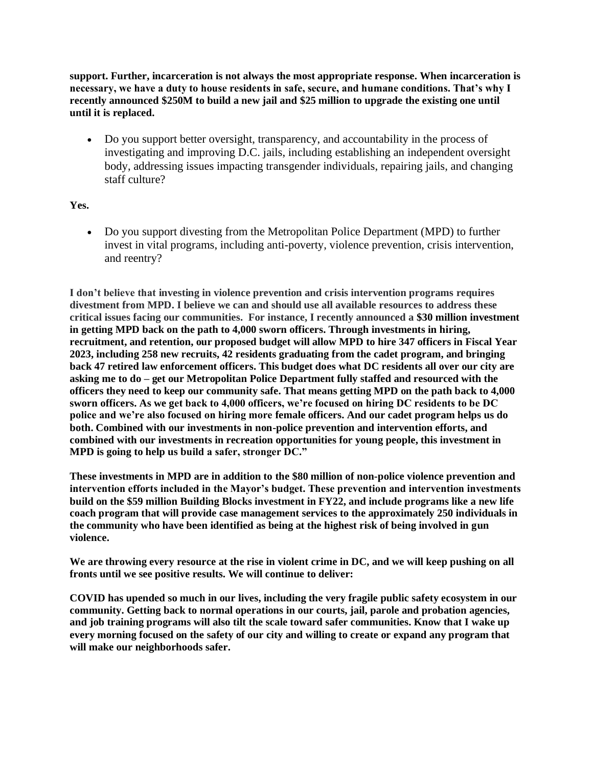**support. Further, incarceration is not always the most appropriate response. When incarceration is necessary, we have a duty to house residents in safe, secure, and humane conditions. That's why I recently announced $250M to build a new jail and $25 million to upgrade the existing one until until it is replaced.**

- Do you support better oversight, transparency, and accountability in the process of investigating and improving D.C. jails, including establishing an independent oversight body, addressing issues impacting transgender individuals, repairing jails, and changing staff culture?

**Yes.**

- Do you support divesting from the Metropolitan Police Department (MPD) to further invest in vital programs, including anti-poverty, violence prevention, crisis intervention, and reentry?

**I don't believe that investing in violence prevention and crisis intervention programs requires divestment from MPD. I believe we can and should use all available resources to address these critical issues facing our communities. For instance, I recently announced a $30 million investment in getting MPD back on the path to 4,000 sworn officers. Through investments in hiring, recruitment, and retention, our proposed budget will allow MPD to hire 347 officers in Fiscal Year 2023, including 258 new recruits, 42 residents graduating from the cadet program, and bringing back 47 retired law enforcement officers. This budget does what DC residents all over our city are asking me to do – get our Metropolitan Police Department fully staffed and resourced with the officers they need to keep our community safe. That means getting MPD on the path back to 4,000 sworn officers. As we get back to 4,000 officers, we're focused on hiring DC residents to be DC police and we're also focused on hiring more female officers. And our cadet program helps us do both. Combined with our investments in non-police prevention and intervention efforts, and combined with our investments in recreation opportunities for young people, this investment in MPD is going to help us build a safer, stronger DC."**

**These investments in MPD are in addition to the $80 million of non-police violence prevention and intervention efforts included in the Mayor's budget. These prevention and intervention investments build on the $59 million Building Blocks investment in FY22, and include programs like a new life coach program that will provide case management services to the approximately 250 individuals in the community who have been identified as being at the highest risk of being involved in gun violence.**

**We are throwing every resource at the rise in violent crime in DC, and we will keep pushing on all fronts until we see positive results. We will continue to deliver:**

**COVID has upended so much in our lives, including the very fragile public safety ecosystem in our community. Getting back to normal operations in our courts, jail, parole and probation agencies, and job training programs will also tilt the scale toward safer communities. Know that I wake up every morning focused on the safety of our city and willing to create or expand any program that will make our neighborhoods safer.**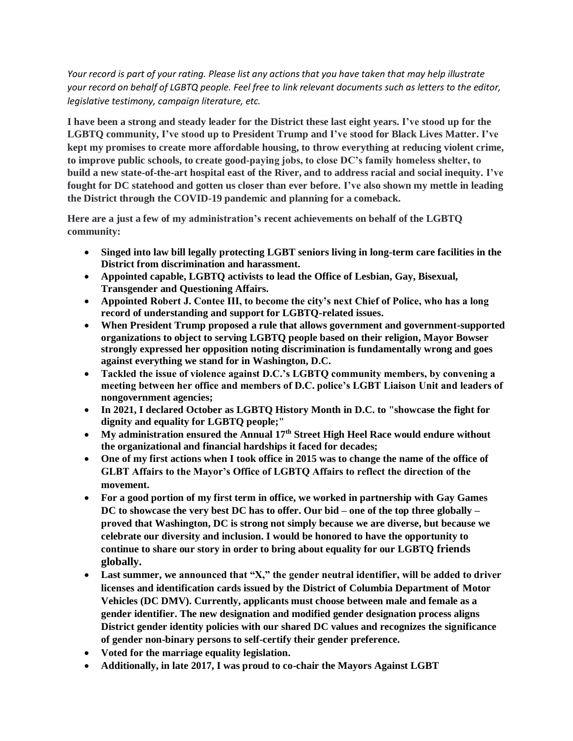*Your record is part of your rating. Please list any actions that you have taken that may help illustrate your record on behalf of LGBTQ people. Feel free to link relevant documents such as letters to the editor, legislative testimony, campaign literature, etc.*

**I have been a strong and steady leader for the District these last eight years. I've stood up for the LGBTQ community, I've stood up to President Trump and I've stood for Black Lives Matter. I've kept my promises to create more affordable housing, to throw everything at reducing violent crime, to improve public schools, to create good-paying jobs, to close DC's family homeless shelter, to build a new state-of-the-art hospital east of the River, and to address racial and social inequity. I've fought for DC statehood and gotten us closer than ever before. I've also shown my mettle in leading the District through the COVID-19 pandemic and planning for a comeback.**

**Here are a just a few of my administration's recent achievements on behalf of the LGBTQ community:**

- **Singed into law bill legally protecting LGBT seniors living in long-term care facilities in the District from discrimination and harassment.**
- **Appointed capable, LGBTQ activists to lead the Office of Lesbian, Gay, Bisexual, Transgender and Questioning Affairs.**
- **Appointed Robert J. Contee III, to become the city's next Chief of Police, who has a long record of understanding and support for LGBTQ-related issues.**
- **When President Trump proposed a rule that allows government and government-supported organizations to object to serving LGBTQ people based on their religion, Mayor Bowser strongly expressed her opposition noting discrimination is fundamentally wrong and goes against everything we stand for in Washington, D.C.**
- **Tackled the issue of violence against D.C.'s LGBTQ community members, by convening a meeting between her office and members of D.C. police's LGBT Liaison Unit and leaders of nongovernment agencies;**
- **In 2021, I declared October as LGBTQ History Month in D.C. to "showcase the fight for dignity and equality for LGBTQ people;"**
- **My administration ensured the Annual 17th Street High Heel Race would endure without the organizational and financial hardships it faced for decades;**
- **One of my first actions when I took office in 2015 was to change the name of the office of GLBT Affairs to the Mayor's Office of LGBTQ Affairs to reflect the direction of the movement.**
- **For a good portion of my first term in office, we worked in partnership with Gay Games DC to showcase the very best DC has to offer. Our bid – one of the top three globally – proved that Washington, DC is strong not simply because we are diverse, but because we celebrate our diversity and inclusion. I would be honored to have the opportunity to continue to share our story in order to bring about equality for our LGBTQ friends globally.**
- **Last summer, we announced that "X," the gender neutral identifier, will be added to driver licenses and identification cards issued by the District of Columbia Department of Motor Vehicles (DC DMV). Currently, applicants must choose between male and female as a gender identifier. The new designation and modified gender designation process aligns District gender identity policies with our shared DC values and recognizes the significance of gender non-binary persons to self-certify their gender preference.**
- **Voted for the marriage equality legislation.**
- **Additionally, in late 2017, I was proud to co-chair the Mayors Against LGBT**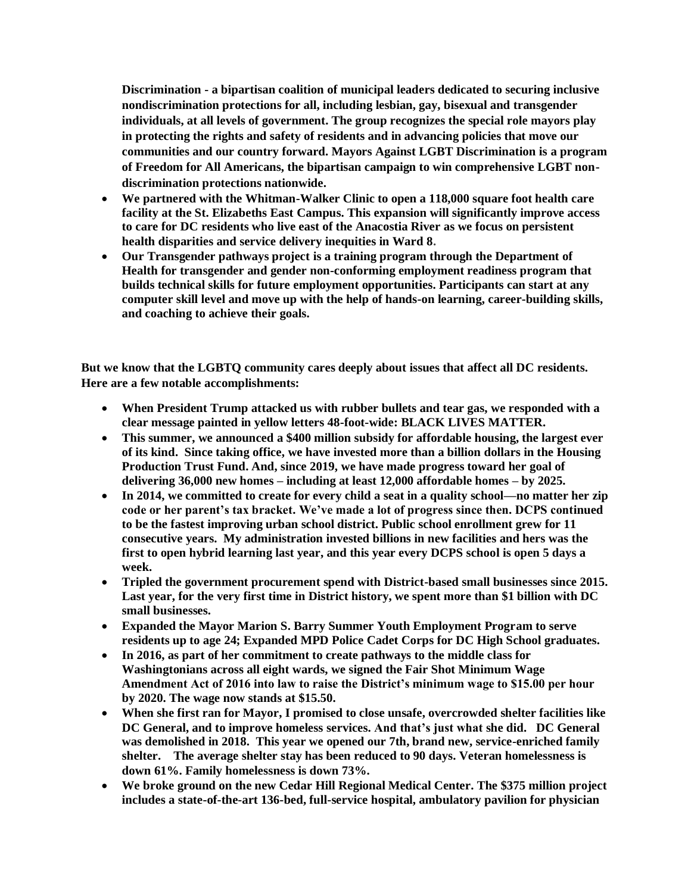**Discrimination - a bipartisan coalition of municipal leaders dedicated to securing inclusive nondiscrimination protections for all, including lesbian, gay, bisexual and transgender individuals, at all levels of government. The group recognizes the special role mayors play in protecting the rights and safety of residents and in advancing policies that move our communities and our country forward. Mayors Against LGBT Discrimination is a program of Freedom for All Americans, the bipartisan campaign to win comprehensive LGBT non-discrimination protections nationwide.**

- **We partnered with the Whitman-Walker Clinic to open a 118,000 square foot health care facility at the St. Elizabeths East Campus. This expansion will significantly improve access to care for DC residents who live east of the Anacostia River as we focus on persistent health disparities and service delivery inequities in Ward 8.**
- **Our Transgender pathways project is a training program through the Department of Health for transgender and gender non-conforming employment readiness program that builds technical skills for future employment opportunities. Participants can start at any computer skill level and move up with the help of hands-on learning, career-building skills, and coaching to achieve their goals.**

**But we know that the LGBTQ community cares deeply about issues that affect all DC residents. Here are a few notable accomplishments:**

- **When President Trump attacked us with rubber bullets and tear gas, we responded with a clear message painted in yellow letters 48-foot-wide: BLACK LIVES MATTER.**
- **This summer, we announced a $400 million subsidy for affordable housing, the largest ever of its kind. Since taking office, we have invested more than a billion dollars in the Housing Production Trust Fund. And, since 2019, we have made progress toward her goal of delivering 36,000 new homes – including at least 12,000 affordable homes – by 2025.**
- **In 2014, we committed to create for every child a seat in a quality school—no matter her zip code or her parent's tax bracket. We've made a lot of progress since then. DCPS continued to be the fastest improving urban school district. Public school enrollment grew for 11 consecutive years. My administration invested billions in new facilities and hers was the first to open hybrid learning last year, and this year every DCPS school is open 5 days a week.**
- **Tripled the government procurement spend with District-based small businesses since 2015. Last year, for the very first time in District history, we spent more than $1 billion with DC small businesses.**
- **Expanded the Mayor Marion S. Barry Summer Youth Employment Program to serve residents up to age 24; Expanded MPD Police Cadet Corps for DC High School graduates.**
- **In 2016, as part of her commitment to create pathways to the middle class for Washingtonians across all eight wards, we signed the Fair Shot Minimum Wage Amendment Act of 2016 into law to raise the District's minimum wage to $15.00 per hour by 2020. The wage now stands at $15.50.**
- **When she first ran for Mayor, I promised to close unsafe, overcrowded shelter facilities like DC General, and to improve homeless services. And that's just what she did. DC General was demolished in 2018. This year we opened our 7th, brand new, service-enriched family shelter. The average shelter stay has been reduced to 90 days. Veteran homelessness is down 61%. Family homelessness is down 73%.**
- **We broke ground on the new Cedar Hill Regional Medical Center. The $375 million project includes a state-of-the-art 136-bed, full-service hospital, ambulatory pavilion for physician**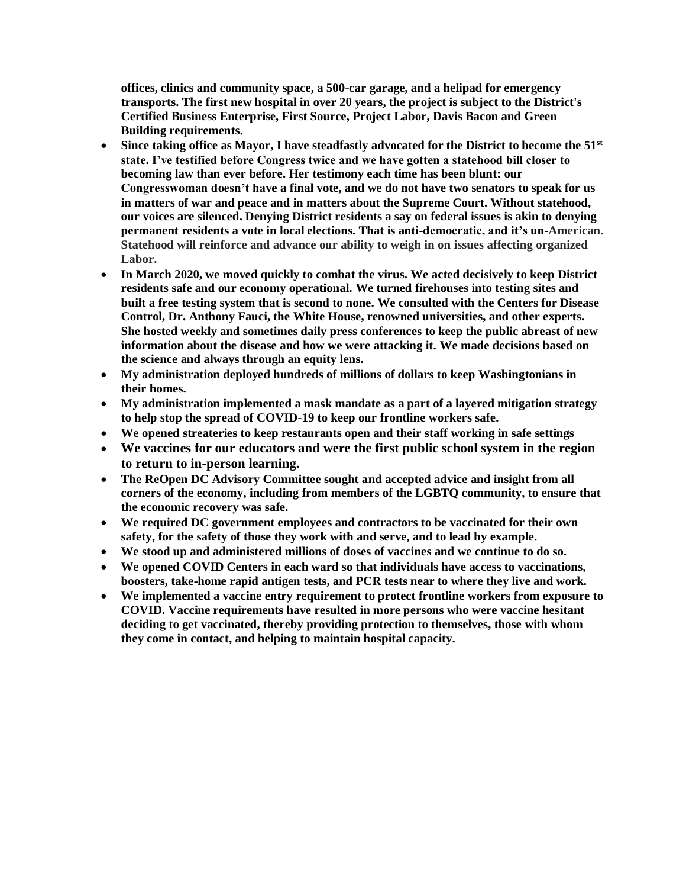**offices, clinics and community space, a 500-car garage, and a helipad for emergency transports. The first new hospital in over 20 years, the project is subject to the District's Certified Business Enterprise, First Source, Project Labor, Davis Bacon and Green Building requirements.**

- **Since taking office as Mayor, I have steadfastly advocated for the District to become the 51st state. I've testified before Congress twice and we have gotten a statehood bill closer to becoming law than ever before. Her testimony each time has been blunt: our Congresswoman doesn't have a final vote, and we do not have two senators to speak for us in matters of war and peace and in matters about the Supreme Court. Without statehood, our voices are silenced. Denying District residents a say on federal issues is akin to denying permanent residents a vote in local elections. That is anti-democratic, and it's un-American. Statehood will reinforce and advance our ability to weigh in on issues affecting organized Labor.**
- **In March 2020, we moved quickly to combat the virus. We acted decisively to keep District residents safe and our economy operational. We turned firehouses into testing sites and built a free testing system that is second to none. We consulted with the Centers for Disease Control, Dr. Anthony Fauci, the White House, renowned universities, and other experts. She hosted weekly and sometimes daily press conferences to keep the public abreast of new information about the disease and how we were attacking it. We made decisions based on the science and always through an equity lens.**
- **My administration deployed hundreds of millions of dollars to keep Washingtonians in their homes.**
- **My administration implemented a mask mandate as a part of a layered mitigation strategy to help stop the spread of COVID-19 to keep our frontline workers safe.**
- **We opened streateries to keep restaurants open and their staff working in safe settings**
- **We vaccines for our educators and were the first public school system in the region to return to in-person learning.**
- **The ReOpen DC Advisory Committee sought and accepted advice and insight from all corners of the economy, including from members of the LGBTQ community, to ensure that the economic recovery was safe.**
- **We required DC government employees and contractors to be vaccinated for their own safety, for the safety of those they work with and serve, and to lead by example.**
- **We stood up and administered millions of doses of vaccines and we continue to do so.**
- **We opened COVID Centers in each ward so that individuals have access to vaccinations, boosters, take-home rapid antigen tests, and PCR tests near to where they live and work.**
- **We implemented a vaccine entry requirement to protect frontline workers from exposure to COVID. Vaccine requirements have resulted in more persons who were vaccine hesitant deciding to get vaccinated, thereby providing protection to themselves, those with whom they come in contact, and helping to maintain hospital capacity.**